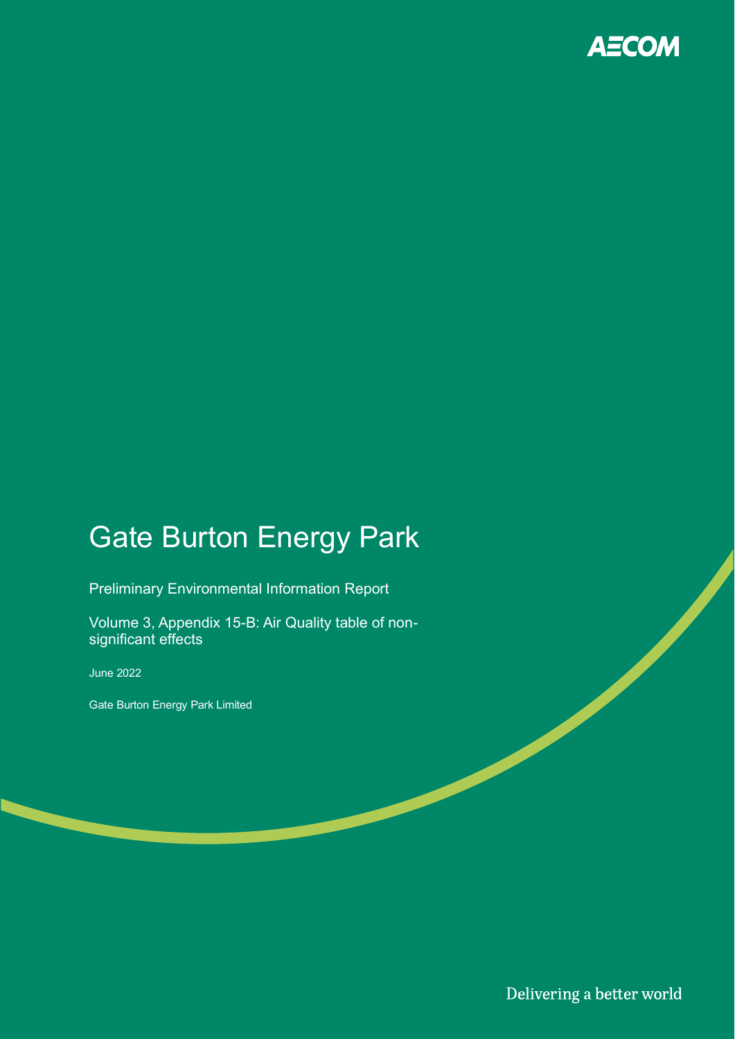AECOM

# Gate Burton Energy Park

Preliminary Environmental Information Report

Volume 3, Appendix 15-B: Air Quality table of non-significant effects

June 2022

Gate Burton Energy Park Limited

Delivering a better world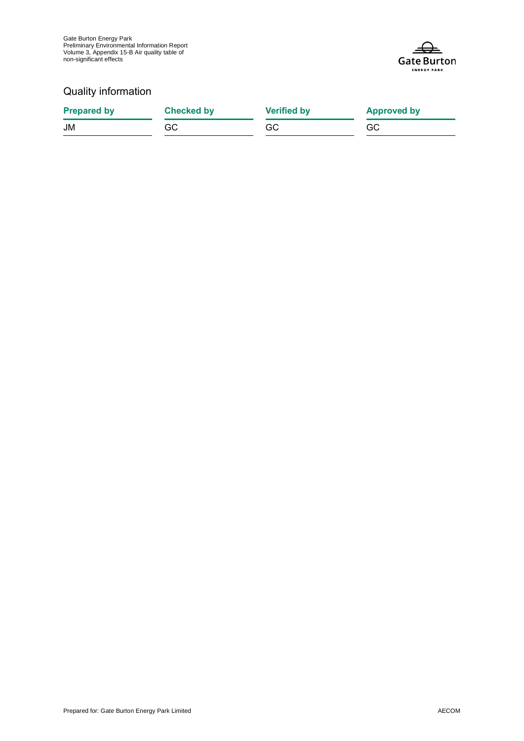## Quality information

| Prepared by | Checked by | Verified by | Approved by |
| --- | --- | --- | --- |
| JM | GC | GC | GC |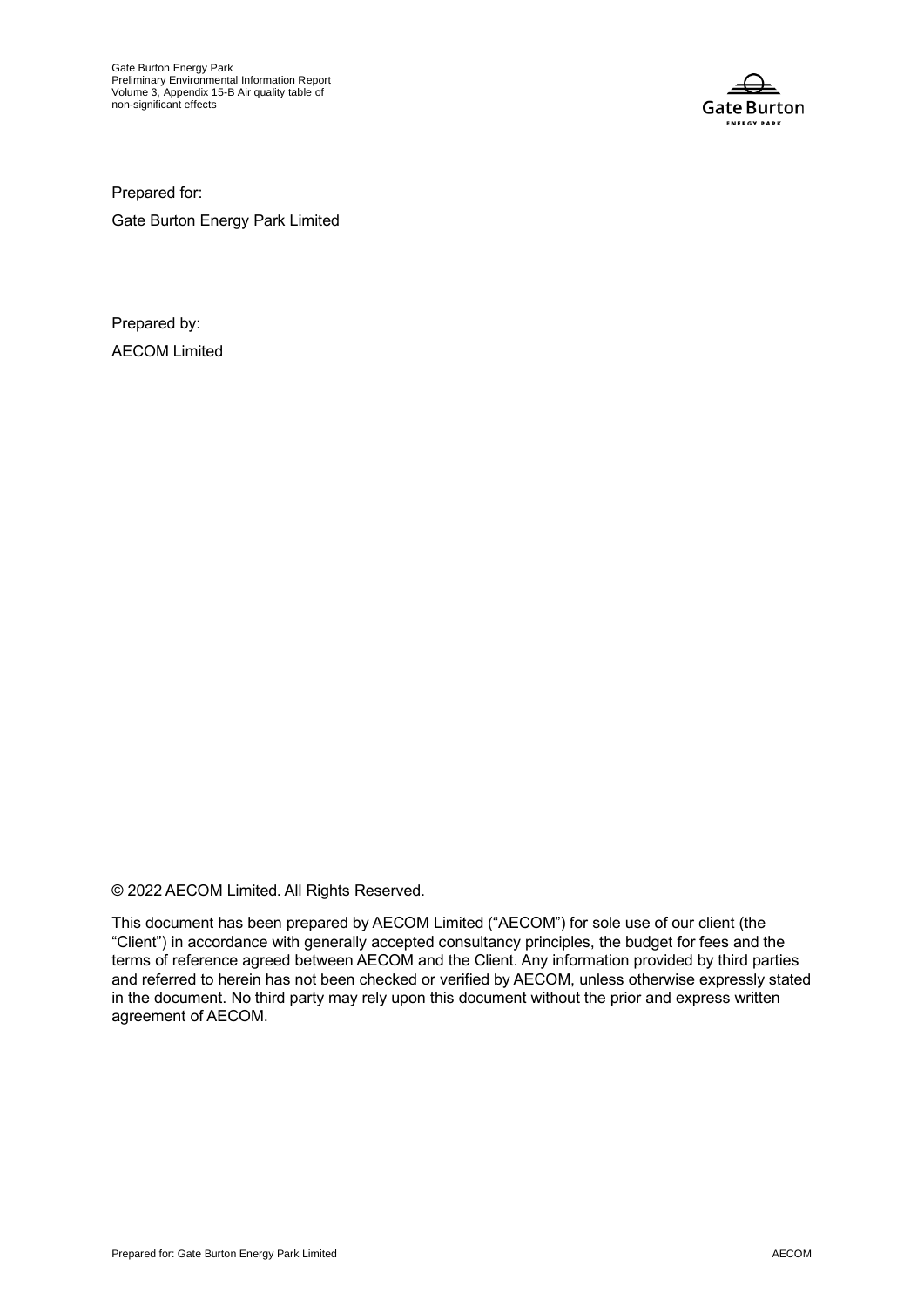Prepared for:

Gate Burton Energy Park Limited

Prepared by:

AECOM Limited

© 2022 AECOM Limited. All Rights Reserved.

This document has been prepared by AECOM Limited ("AECOM") for sole use of our client (the "Client") in accordance with generally accepted consultancy principles, the budget for fees and the terms of reference agreed between AECOM and the Client. Any information provided by third parties and referred to herein has not been checked or verified by AECOM, unless otherwise expressly stated in the document. No third party may rely upon this document without the prior and express written agreement of AECOM.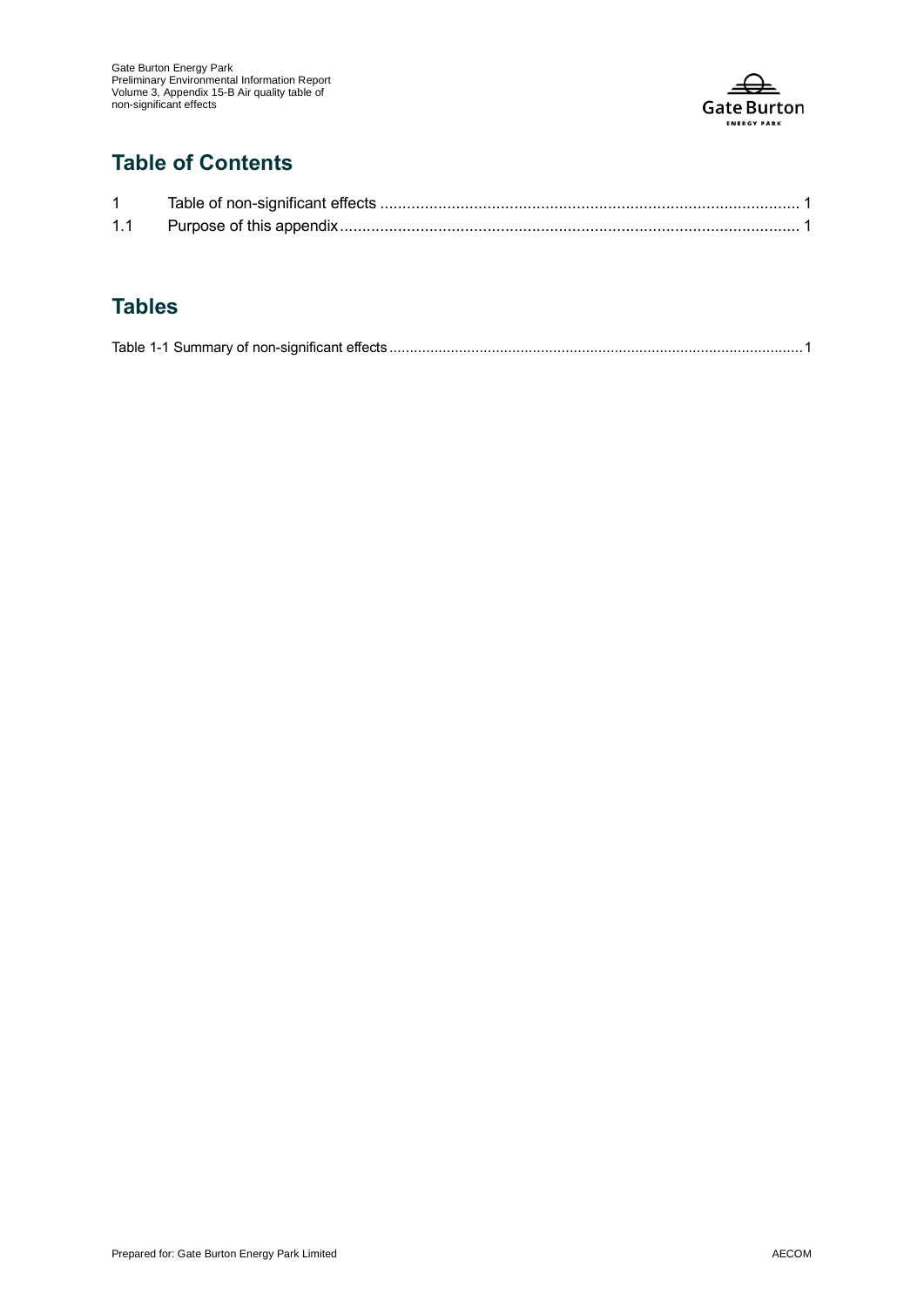## Table of Contents

| | | |
|---|---|---|
| 1 | Table of non-significant effects | 1 |
| 1.1 | Purpose of this appendix | 1 |

## Tables

Table 1-1 Summary of non-significant effects ........ 1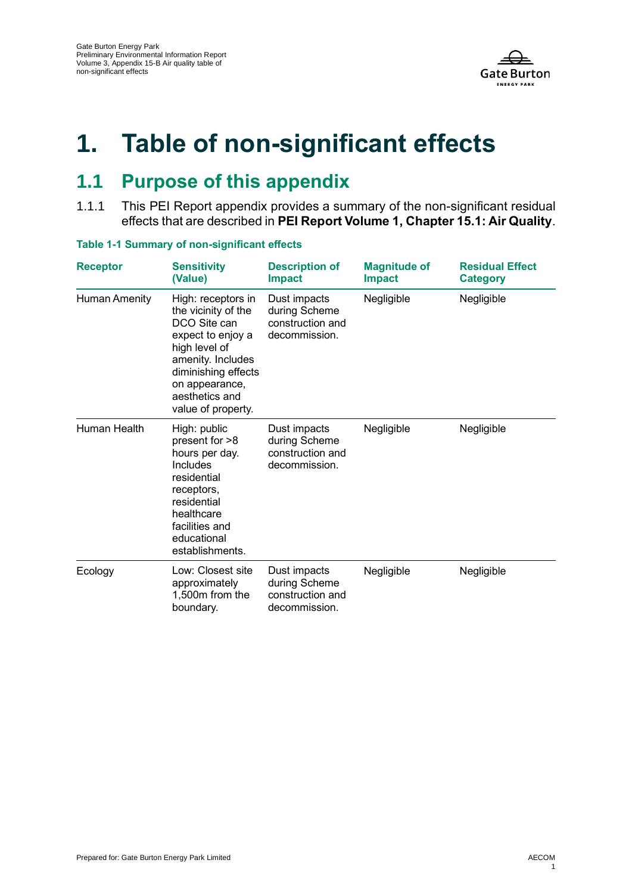# 1. Table of non-significant effects

## 1.1 Purpose of this appendix

1.1.1 This PEI Report appendix provides a summary of the non-significant residual effects that are described in **PEI Report Volume 1, Chapter 15.1: Air Quality**.

**Table 1-1 Summary of non-significant effects**

| Receptor | Sensitivity (Value) | Description of Impact | Magnitude of Impact | Residual Effect Category |
|---|---|---|---|---|
| Human Amenity | High: receptors in the vicinity of the DCO Site can expect to enjoy a high level of amenity. Includes diminishing effects on appearance, aesthetics and value of property. | Dust impacts during Scheme construction and decommission. | Negligible | Negligible |
| Human Health | High: public present for >8 hours per day. Includes residential receptors, residential healthcare facilities and educational establishments. | Dust impacts during Scheme construction and decommission. | Negligible | Negligible |
| Ecology | Low: Closest site approximately 1,500m from the boundary. | Dust impacts during Scheme construction and decommission. | Negligible | Negligible |